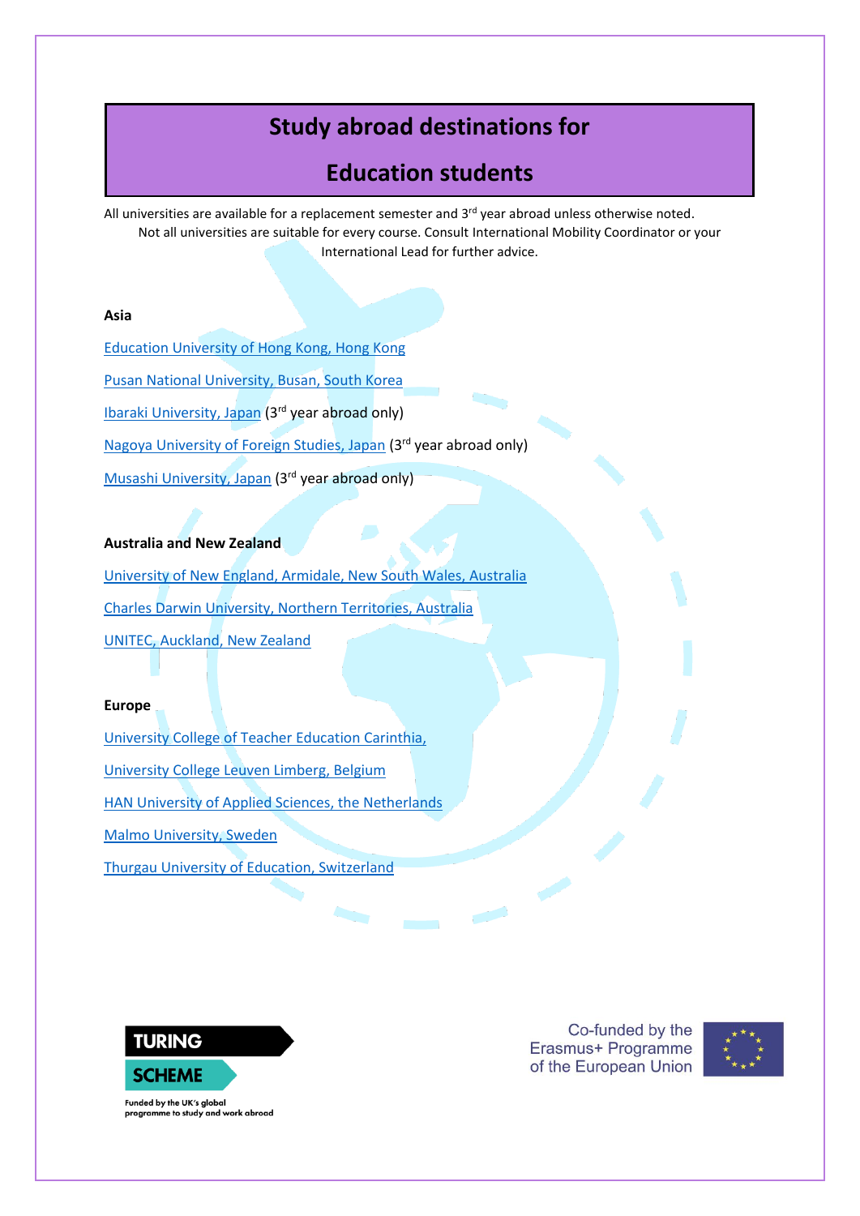# Study abroad destinations for Education students

All universities are available for a replacement semester and 3rd year abroad unless otherwise noted. Not all universities are suitable for every course. Consult International Mobility Coordinator or your International Lead for further advice.

**Asia**

Education University of Hong Kong, Hong Kong

Pusan National University, Busan, South Korea

Ibaraki University, Japan (3rd year abroad only)

Nagoya University of Foreign Studies, Japan (3rd year abroad only)

Musashi University, Japan (3rd year abroad only)

**Australia and New Zealand**

University of New England, Armidale, New South Wales, Australia

Charles Darwin University, Northern Territories, Australia

UNITEC, Auckland, New Zealand

**Europe**

University College of Teacher Education Carinthia,

University College Leuven Limberg, Belgium

HAN University of Applied Sciences, the Netherlands

Malmo University, Sweden

Thurgau University of Education, Switzerland

TURING SCHEME

Funded by the UK's global programme to study and work abroad

Co-funded by the Erasmus+ Programme of the European Union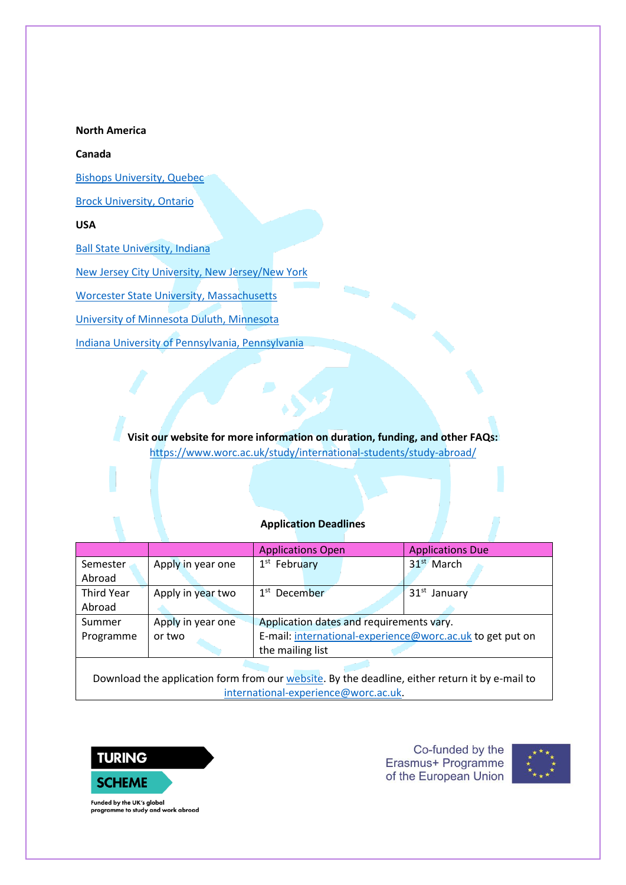**North America**

**Canada**

[Bishops University, Quebec]

[Brock University, Ontario]

**USA**

[Ball State University, Indiana]

[New Jersey City University, New Jersey/New York]

[Worcester State University, Massachusetts]

[University of Minnesota Duluth, Minnesota]

[Indiana University of Pennsylvania, Pennsylvania]

**Visit our website for more information on duration, funding, and other FAQs:**
https://www.worc.ac.uk/study/international-students/study-abroad/

**Application Deadlines**

| | | Applications Open | Applications Due |
|---|---|---|---|
| Semester Abroad | Apply in year one | 1st February | 31st March |
| Third Year Abroad | Apply in year two | 1st December | 31st January |
| Summer Programme | Apply in year one or two | Application dates and requirements vary. E-mail: international-experience@worc.ac.uk to get put on the mailing list | |
| Download the application form from our website. By the deadline, either return it by e-mail to international-experience@worc.ac.uk. | | | |

TURING SCHEME

Funded by the UK's global programme to study and work abroad

Co-funded by the Erasmus+ Programme of the European Union